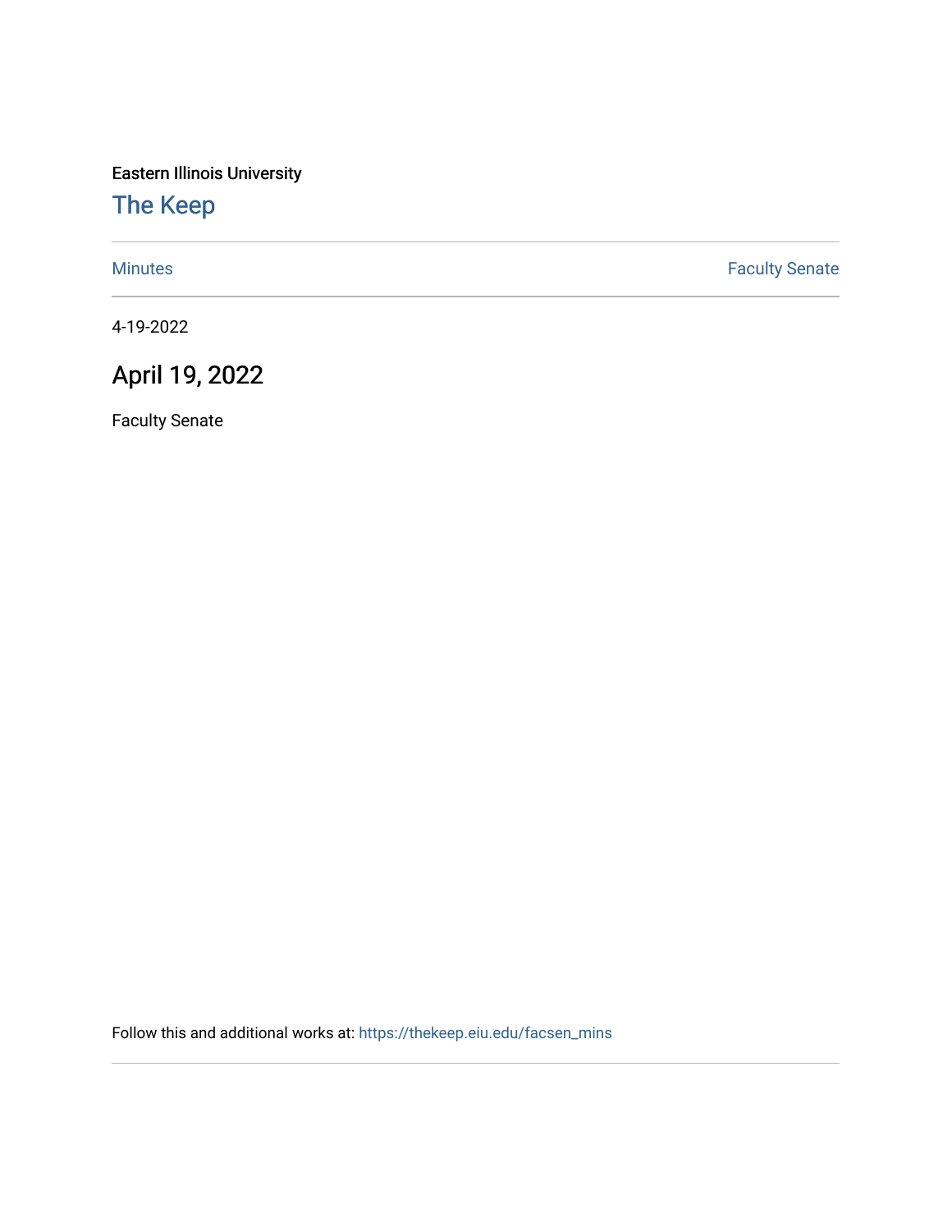Eastern Illinois University

# The Keep

Minutes | Faculty Senate

4-19-2022

## April 19, 2022

Faculty Senate

Follow this and additional works at: https://thekeep.eiu.edu/facsen_mins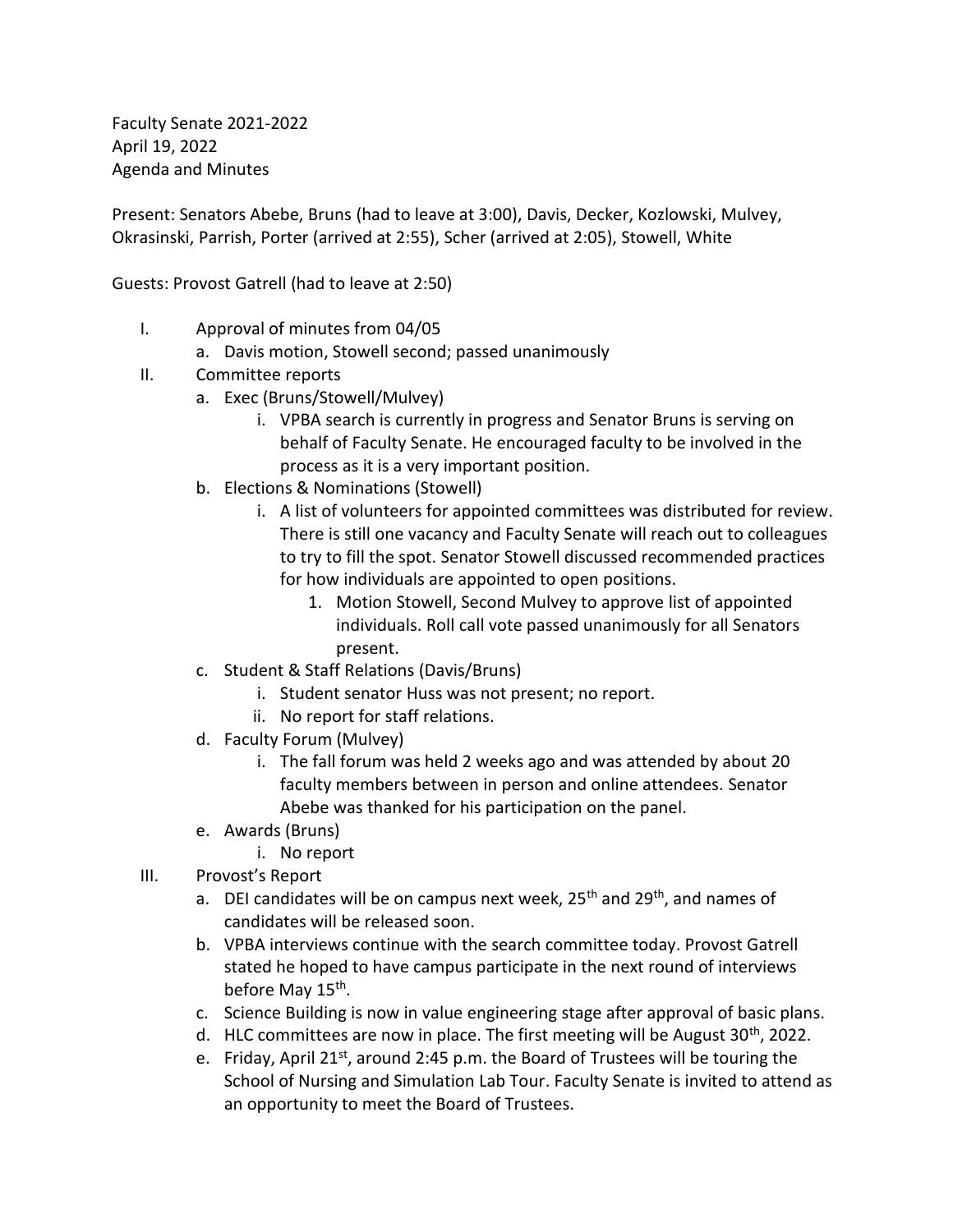Faculty Senate 2021-2022
April 19, 2022
Agenda and Minutes

Present: Senators Abebe, Bruns (had to leave at 3:00), Davis, Decker, Kozlowski, Mulvey, Okrasinski, Parrish, Porter (arrived at 2:55), Scher (arrived at 2:05), Stowell, White

Guests: Provost Gatrell (had to leave at 2:50)

I. Approval of minutes from 04/05
    a. Davis motion, Stowell second; passed unanimously
II. Committee reports
    a. Exec (Bruns/Stowell/Mulvey)
        i. VPBA search is currently in progress and Senator Bruns is serving on behalf of Faculty Senate. He encouraged faculty to be involved in the process as it is a very important position.
    b. Elections & Nominations (Stowell)
        i. A list of volunteers for appointed committees was distributed for review. There is still one vacancy and Faculty Senate will reach out to colleagues to try to fill the spot. Senator Stowell discussed recommended practices for how individuals are appointed to open positions.
            1. Motion Stowell, Second Mulvey to approve list of appointed individuals. Roll call vote passed unanimously for all Senators present.
    c. Student & Staff Relations (Davis/Bruns)
        i. Student senator Huss was not present; no report.
        ii. No report for staff relations.
    d. Faculty Forum (Mulvey)
        i. The fall forum was held 2 weeks ago and was attended by about 20 faculty members between in person and online attendees. Senator Abebe was thanked for his participation on the panel.
    e. Awards (Bruns)
        i. No report
III. Provost's Report
    a. DEI candidates will be on campus next week, 25th and 29th, and names of candidates will be released soon.
    b. VPBA interviews continue with the search committee today. Provost Gatrell stated he hoped to have campus participate in the next round of interviews before May 15th.
    c. Science Building is now in value engineering stage after approval of basic plans.
    d. HLC committees are now in place. The first meeting will be August 30th, 2022.
    e. Friday, April 21st, around 2:45 p.m. the Board of Trustees will be touring the School of Nursing and Simulation Lab Tour. Faculty Senate is invited to attend as an opportunity to meet the Board of Trustees.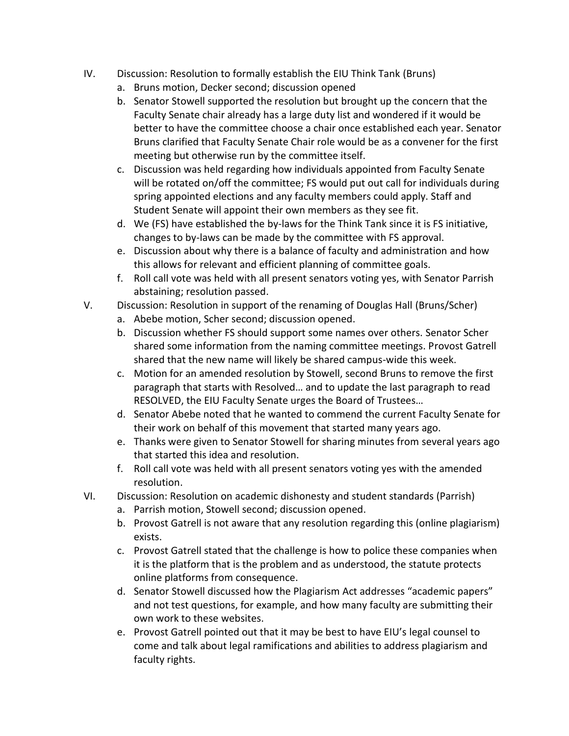IV. Discussion: Resolution to formally establish the EIU Think Tank (Bruns)
   a. Bruns motion, Decker second; discussion opened
   b. Senator Stowell supported the resolution but brought up the concern that the Faculty Senate chair already has a large duty list and wondered if it would be better to have the committee choose a chair once established each year. Senator Bruns clarified that Faculty Senate Chair role would be as a convener for the first meeting but otherwise run by the committee itself.
   c. Discussion was held regarding how individuals appointed from Faculty Senate will be rotated on/off the committee; FS would put out call for individuals during spring appointed elections and any faculty members could apply. Staff and Student Senate will appoint their own members as they see fit.
   d. We (FS) have established the by-laws for the Think Tank since it is FS initiative, changes to by-laws can be made by the committee with FS approval.
   e. Discussion about why there is a balance of faculty and administration and how this allows for relevant and efficient planning of committee goals.
   f. Roll call vote was held with all present senators voting yes, with Senator Parrish abstaining; resolution passed.

V. Discussion: Resolution in support of the renaming of Douglas Hall (Bruns/Scher)
   a. Abebe motion, Scher second; discussion opened.
   b. Discussion whether FS should support some names over others. Senator Scher shared some information from the naming committee meetings. Provost Gatrell shared that the new name will likely be shared campus-wide this week.
   c. Motion for an amended resolution by Stowell, second Bruns to remove the first paragraph that starts with Resolved… and to update the last paragraph to read RESOLVED, the EIU Faculty Senate urges the Board of Trustees…
   d. Senator Abebe noted that he wanted to commend the current Faculty Senate for their work on behalf of this movement that started many years ago.
   e. Thanks were given to Senator Stowell for sharing minutes from several years ago that started this idea and resolution.
   f. Roll call vote was held with all present senators voting yes with the amended resolution.

VI. Discussion: Resolution on academic dishonesty and student standards (Parrish)
   a. Parrish motion, Stowell second; discussion opened.
   b. Provost Gatrell is not aware that any resolution regarding this (online plagiarism) exists.
   c. Provost Gatrell stated that the challenge is how to police these companies when it is the platform that is the problem and as understood, the statute protects online platforms from consequence.
   d. Senator Stowell discussed how the Plagiarism Act addresses "academic papers" and not test questions, for example, and how many faculty are submitting their own work to these websites.
   e. Provost Gatrell pointed out that it may be best to have EIU's legal counsel to come and talk about legal ramifications and abilities to address plagiarism and faculty rights.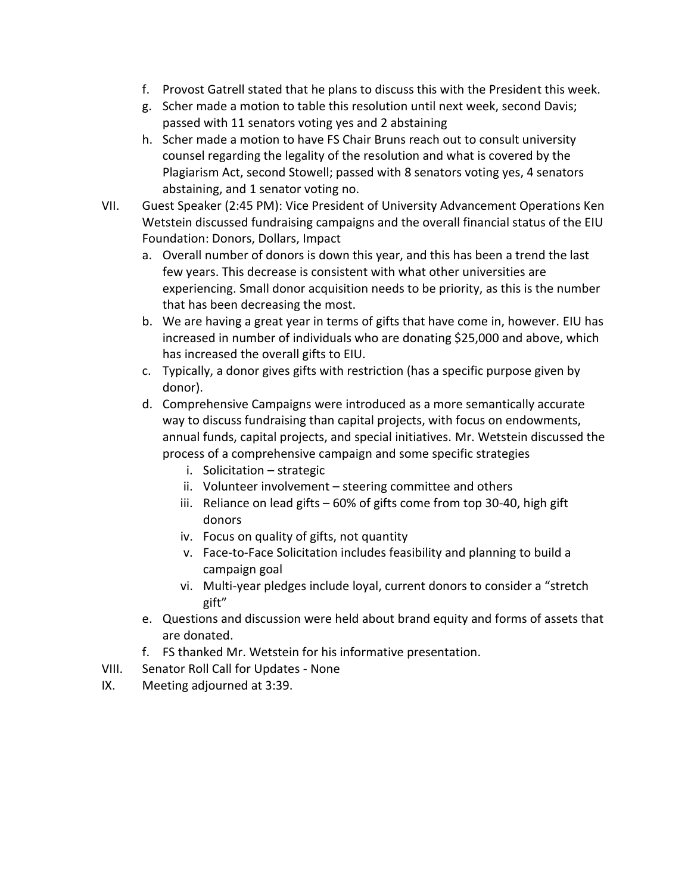f. Provost Gatrell stated that he plans to discuss this with the President this week.
g. Scher made a motion to table this resolution until next week, second Davis; passed with 11 senators voting yes and 2 abstaining
h. Scher made a motion to have FS Chair Bruns reach out to consult university counsel regarding the legality of the resolution and what is covered by the Plagiarism Act, second Stowell; passed with 8 senators voting yes, 4 senators abstaining, and 1 senator voting no.

VII. Guest Speaker (2:45 PM): Vice President of University Advancement Operations Ken Wetstein discussed fundraising campaigns and the overall financial status of the EIU Foundation: Donors, Dollars, Impact
   a. Overall number of donors is down this year, and this has been a trend the last few years. This decrease is consistent with what other universities are experiencing. Small donor acquisition needs to be priority, as this is the number that has been decreasing the most.
   b. We are having a great year in terms of gifts that have come in, however. EIU has increased in number of individuals who are donating $25,000 and above, which has increased the overall gifts to EIU.
   c. Typically, a donor gives gifts with restriction (has a specific purpose given by donor).
   d. Comprehensive Campaigns were introduced as a more semantically accurate way to discuss fundraising than capital projects, with focus on endowments, annual funds, capital projects, and special initiatives. Mr. Wetstein discussed the process of a comprehensive campaign and some specific strategies
      i. Solicitation – strategic
      ii. Volunteer involvement – steering committee and others
      iii. Reliance on lead gifts – 60% of gifts come from top 30-40, high gift donors
      iv. Focus on quality of gifts, not quantity
      v. Face-to-Face Solicitation includes feasibility and planning to build a campaign goal
      vi. Multi-year pledges include loyal, current donors to consider a "stretch gift"
   e. Questions and discussion were held about brand equity and forms of assets that are donated.
   f. FS thanked Mr. Wetstein for his informative presentation.

VIII. Senator Roll Call for Updates - None

IX. Meeting adjourned at 3:39.